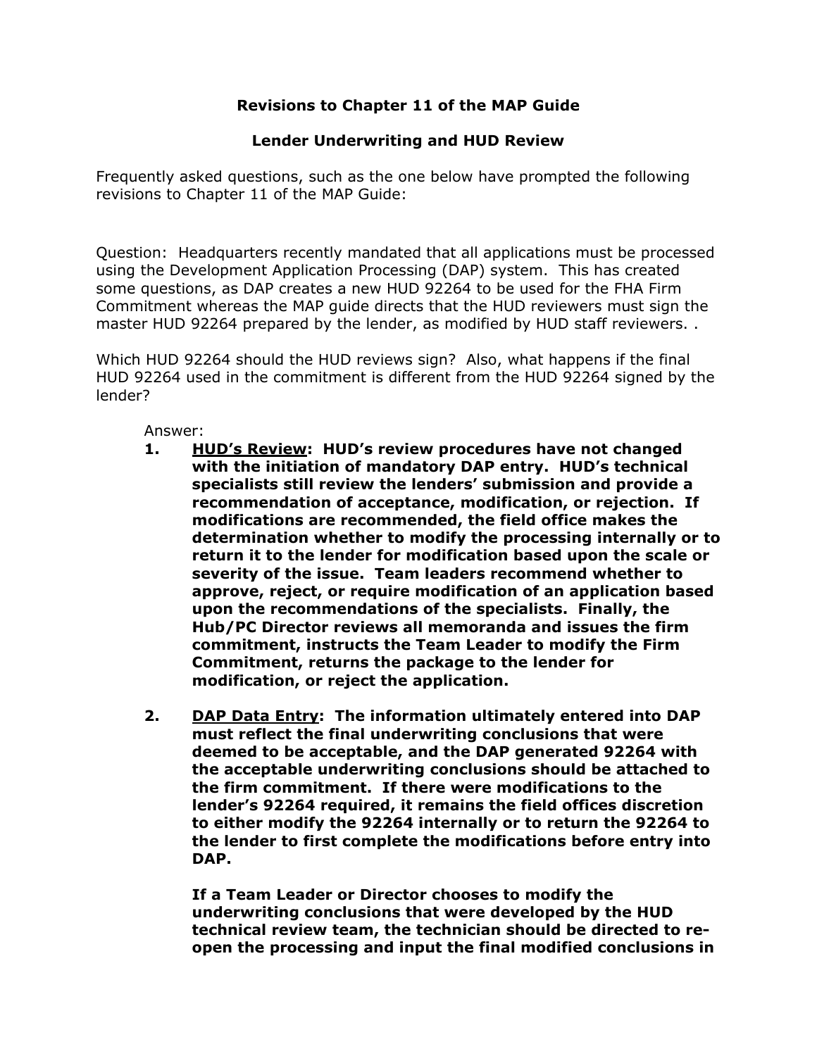**Revisions to Chapter 11 of the MAP Guide**

**Lender Underwriting and HUD Review**

Frequently asked questions, such as the one below have prompted the following revisions to Chapter 11 of the MAP Guide:

Question: Headquarters recently mandated that all applications must be processed using the Development Application Processing (DAP) system. This has created some questions, as DAP creates a new HUD 92264 to be used for the FHA Firm Commitment whereas the MAP guide directs that the HUD reviewers must sign the master HUD 92264 prepared by the lender, as modified by HUD staff reviewers. .

Which HUD 92264 should the HUD reviews sign? Also, what happens if the final HUD 92264 used in the commitment is different from the HUD 92264 signed by the lender?

Answer:

1. **<u>HUD's Review</u>: HUD's review procedures have not changed with the initiation of mandatory DAP entry. HUD's technical specialists still review the lenders' submission and provide a recommendation of acceptance, modification, or rejection. If modifications are recommended, the field office makes the determination whether to modify the processing internally or to return it to the lender for modification based upon the scale or severity of the issue. Team leaders recommend whether to approve, reject, or require modification of an application based upon the recommendations of the specialists. Finally, the Hub/PC Director reviews all memoranda and issues the firm commitment, instructs the Team Leader to modify the Firm Commitment, returns the package to the lender for modification, or reject the application.**

2. **<u>DAP Data Entry</u>: The information ultimately entered into DAP must reflect the final underwriting conclusions that were deemed to be acceptable, and the DAP generated 92264 with the acceptable underwriting conclusions should be attached to the firm commitment. If there were modifications to the lender's 92264 required, it remains the field offices discretion to either modify the 92264 internally or to return the 92264 to the lender to first complete the modifications before entry into DAP.**

   **If a Team Leader or Director chooses to modify the underwriting conclusions that were developed by the HUD technical review team, the technician should be directed to re-open the processing and input the final modified conclusions in**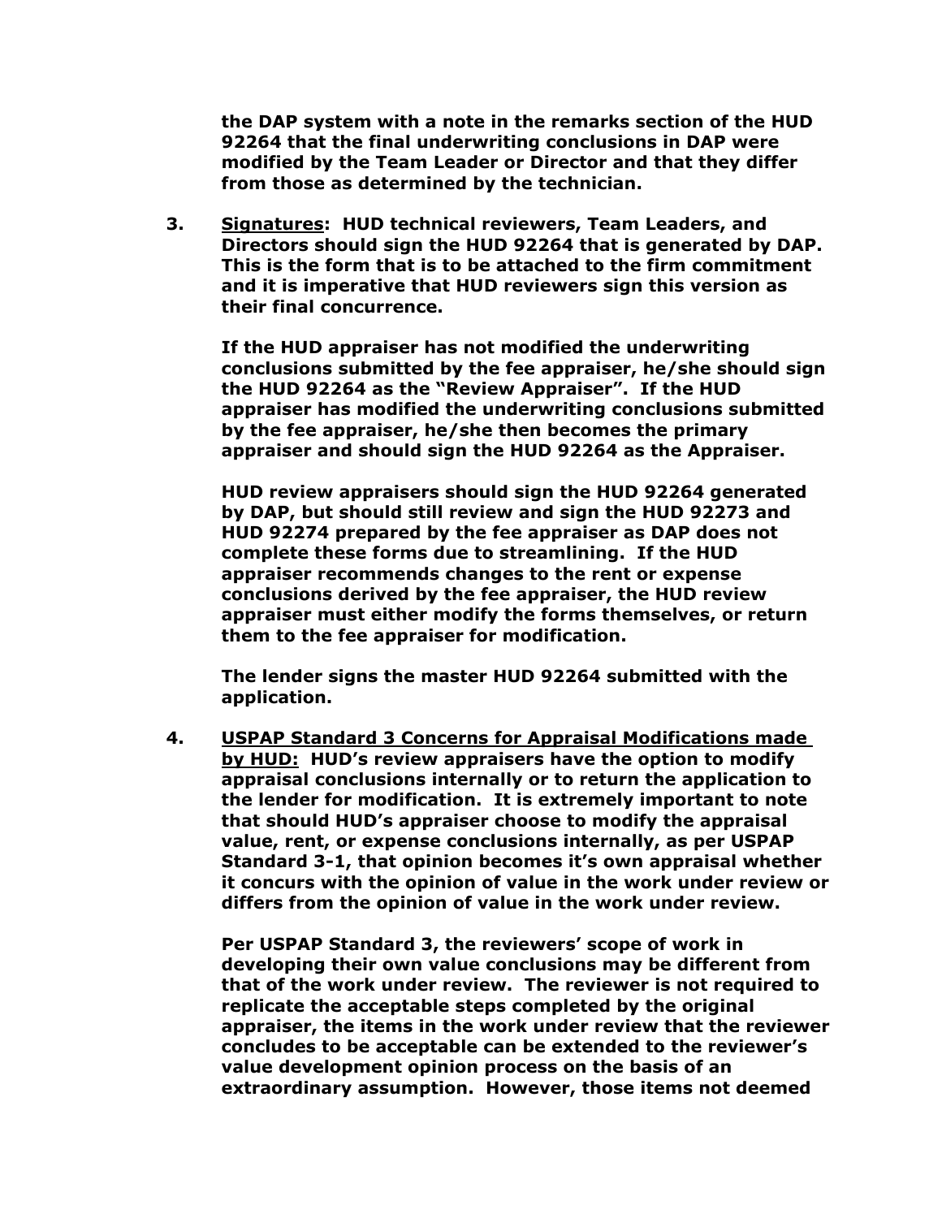**the DAP system with a note in the remarks section of the HUD 92264 that the final underwriting conclusions in DAP were modified by the Team Leader or Director and that they differ from those as determined by the technician.**

3. **<u>Signatures</u>: HUD technical reviewers, Team Leaders, and Directors should sign the HUD 92264 that is generated by DAP. This is the form that is to be attached to the firm commitment and it is imperative that HUD reviewers sign this version as their final concurrence.**

   **If the HUD appraiser has not modified the underwriting conclusions submitted by the fee appraiser, he/she should sign the HUD 92264 as the "Review Appraiser". If the HUD appraiser has modified the underwriting conclusions submitted by the fee appraiser, he/she then becomes the primary appraiser and should sign the HUD 92264 as the Appraiser.**

   **HUD review appraisers should sign the HUD 92264 generated by DAP, but should still review and sign the HUD 92273 and HUD 92274 prepared by the fee appraiser as DAP does not complete these forms due to streamlining. If the HUD appraiser recommends changes to the rent or expense conclusions derived by the fee appraiser, the HUD review appraiser must either modify the forms themselves, or return them to the fee appraiser for modification.**

   **The lender signs the master HUD 92264 submitted with the application.**

4. **<u>USPAP Standard 3 Concerns for Appraisal Modifications made by HUD:</u> HUD's review appraisers have the option to modify appraisal conclusions internally or to return the application to the lender for modification. It is extremely important to note that should HUD's appraiser choose to modify the appraisal value, rent, or expense conclusions internally, as per USPAP Standard 3-1, that opinion becomes it's own appraisal whether it concurs with the opinion of value in the work under review or differs from the opinion of value in the work under review.**

   **Per USPAP Standard 3, the reviewers' scope of work in developing their own value conclusions may be different from that of the work under review. The reviewer is not required to replicate the acceptable steps completed by the original appraiser, the items in the work under review that the reviewer concludes to be acceptable can be extended to the reviewer's value development opinion process on the basis of an extraordinary assumption. However, those items not deemed**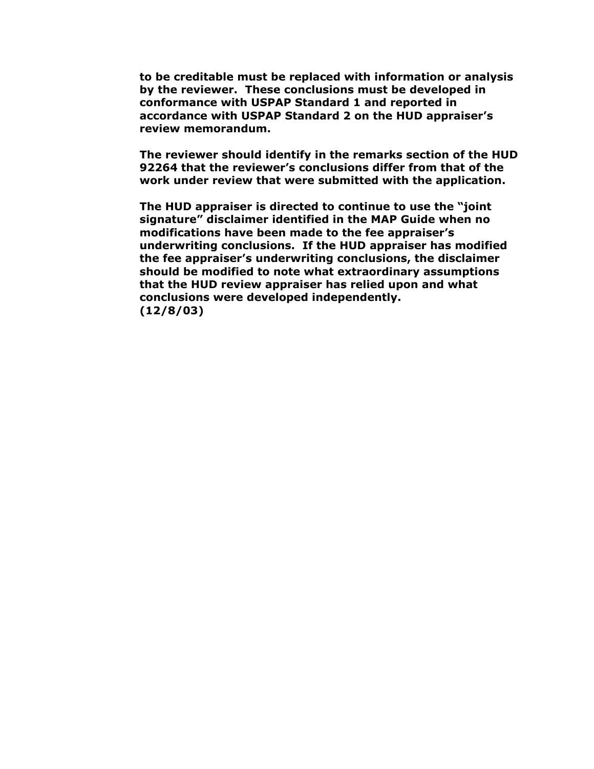**to be creditable must be replaced with information or analysis by the reviewer. These conclusions must be developed in conformance with USPAP Standard 1 and reported in accordance with USPAP Standard 2 on the HUD appraiser's review memorandum.**

**The reviewer should identify in the remarks section of the HUD 92264 that the reviewer's conclusions differ from that of the work under review that were submitted with the application.**

**The HUD appraiser is directed to continue to use the "joint signature" disclaimer identified in the MAP Guide when no modifications have been made to the fee appraiser's underwriting conclusions. If the HUD appraiser has modified the fee appraiser's underwriting conclusions, the disclaimer should be modified to note what extraordinary assumptions that the HUD review appraiser has relied upon and what conclusions were developed independently.**
**(12/8/03)**